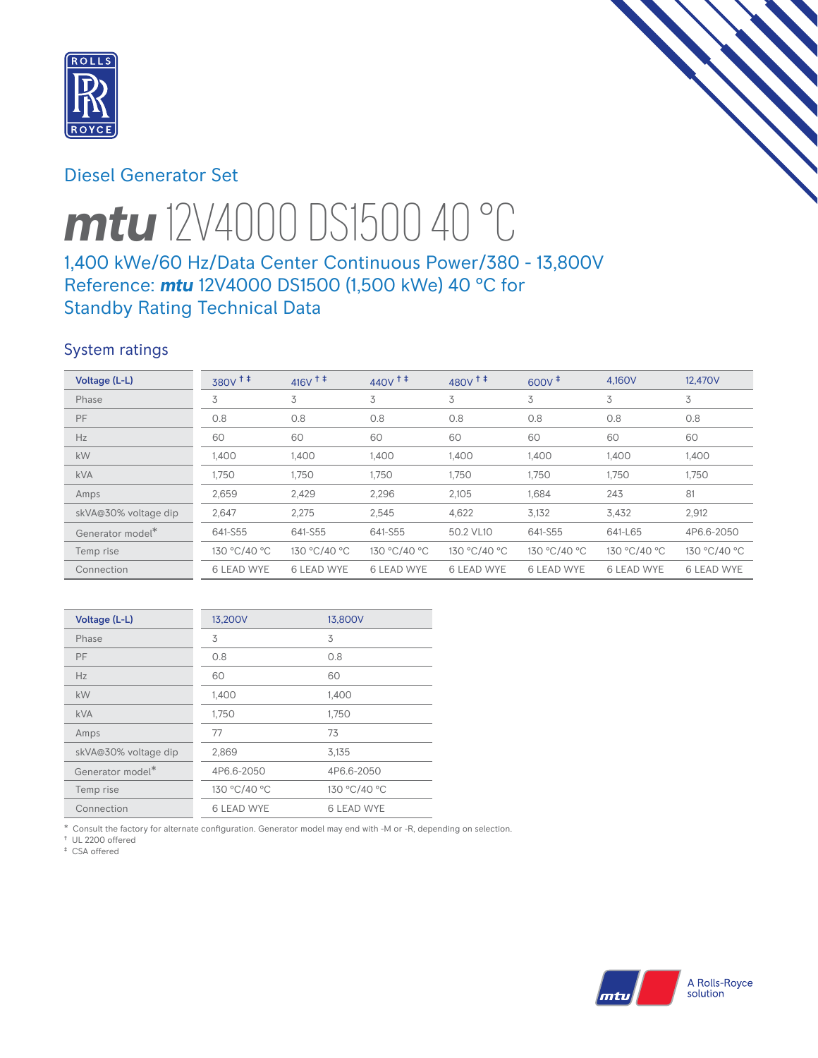Diesel Generator Set

# *mtu* 12V4000 DS1500 40 °C

1,400 kWe/60 Hz/Data Center Continuous Power/380 - 13,800V
Reference: ***mtu*** 12V4000 DS1500 (1,500 kWe) 40 °C for
Standby Rating Technical Data

## System ratings

| Voltage (L-L) | 380V † ‡ | 416V † ‡ | 440V † ‡ | 480V † ‡ | 600V ‡ | 4,160V | 12,470V |
|---|---|---|---|---|---|---|---|
| Phase | 3 | 3 | 3 | 3 | 3 | 3 | 3 |
| PF | 0.8 | 0.8 | 0.8 | 0.8 | 0.8 | 0.8 | 0.8 |
| Hz | 60 | 60 | 60 | 60 | 60 | 60 | 60 |
| kW | 1,400 | 1,400 | 1,400 | 1,400 | 1,400 | 1,400 | 1,400 |
| kVA | 1,750 | 1,750 | 1,750 | 1,750 | 1,750 | 1,750 | 1,750 |
| Amps | 2,659 | 2,429 | 2,296 | 2,105 | 1,684 | 243 | 81 |
| skVA@30% voltage dip | 2,647 | 2,275 | 2,545 | 4,622 | 3,132 | 3,432 | 2,912 |
| Generator model* | 641-S55 | 641-S55 | 641-S55 | 50.2 VL10 | 641-S55 | 641-L65 | 4P6.6-2050 |
| Temp rise | 130 °C/40 °C | 130 °C/40 °C | 130 °C/40 °C | 130 °C/40 °C | 130 °C/40 °C | 130 °C/40 °C | 130 °C/40 °C |
| Connection | 6 LEAD WYE | 6 LEAD WYE | 6 LEAD WYE | 6 LEAD WYE | 6 LEAD WYE | 6 LEAD WYE | 6 LEAD WYE |

| Voltage (L-L) | 13,200V | 13,800V |
|---|---|---|
| Phase | 3 | 3 |
| PF | 0.8 | 0.8 |
| Hz | 60 | 60 |
| kW | 1,400 | 1,400 |
| kVA | 1,750 | 1,750 |
| Amps | 77 | 73 |
| skVA@30% voltage dip | 2,869 | 3,135 |
| Generator model* | 4P6.6-2050 | 4P6.6-2050 |
| Temp rise | 130 °C/40 °C | 130 °C/40 °C |
| Connection | 6 LEAD WYE | 6 LEAD WYE |

\* Consult the factory for alternate configuration. Generator model may end with -M or -R, depending on selection.
† UL 2200 offered
‡ CSA offered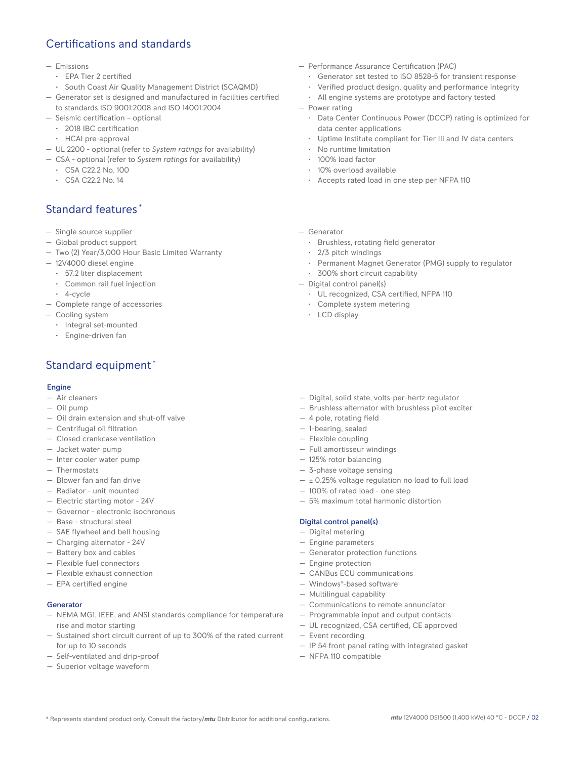## Certifications and standards

- Emissions
  - EPA Tier 2 certified
  - South Coast Air Quality Management District (SCAQMD)
- Generator set is designed and manufactured in facilities certified to standards ISO 9001:2008 and ISO 14001:2004
- Seismic certification – optional
  - 2018 IBC certification
  - HCAI pre-approval
- UL 2200 - optional (refer to *System ratings* for availability)
- CSA - optional (refer to *System ratings* for availability)
  - CSA C22.2 No. 100
  - CSA C22.2 No. 14
- Performance Assurance Certification (PAC)
  - Generator set tested to ISO 8528-5 for transient response
  - Verified product design, quality and performance integrity
  - All engine systems are prototype and factory tested
- Power rating
  - Data Center Continuous Power (DCCP) rating is optimized for data center applications
  - Uptime Institute compliant for Tier III and IV data centers
  - No runtime limitation
  - 100% load factor
  - 10% overload available
  - Accepts rated load in one step per NFPA 110

## Standard features*

- Single source supplier
- Global product support
- Two (2) Year/3,000 Hour Basic Limited Warranty
- 12V4000 diesel engine
  - 57.2 liter displacement
  - Common rail fuel injection
  - 4-cycle
- Complete range of accessories
- Cooling system
  - Integral set-mounted
  - Engine-driven fan
- Generator
  - Brushless, rotating field generator
  - 2/3 pitch windings
  - Permanent Magnet Generator (PMG) supply to regulator
  - 300% short circuit capability
- Digital control panel(s)
  - UL recognized, CSA certified, NFPA 110
  - Complete system metering
  - LCD display

## Standard equipment*

### Engine

- Air cleaners
- Oil pump
- Oil drain extension and shut-off valve
- Centrifugal oil filtration
- Closed crankcase ventilation
- Jacket water pump
- Inter cooler water pump
- Thermostats
- Blower fan and fan drive
- Radiator - unit mounted
- Electric starting motor - 24V
- Governor - electronic isochronous
- Base - structural steel
- SAE flywheel and bell housing
- Charging alternator - 24V
- Battery box and cables
- Flexible fuel connectors
- Flexible exhaust connection
- EPA certified engine

### Generator

- NEMA MG1, IEEE, and ANSI standards compliance for temperature rise and motor starting
- Sustained short circuit current of up to 300% of the rated current for up to 10 seconds
- Self-ventilated and drip-proof
- Superior voltage waveform
- Digital, solid state, volts-per-hertz regulator
- Brushless alternator with brushless pilot exciter
- 4 pole, rotating field
- 1-bearing, sealed
- Flexible coupling
- Full amortisseur windings
- 125% rotor balancing
- 3-phase voltage sensing
- ± 0.25% voltage regulation no load to full load
- 100% of rated load - one step
- 5% maximum total harmonic distortion

### Digital control panel(s)

- Digital metering
- Engine parameters
- Generator protection functions
- Engine protection
- CANBus ECU communications
- Windows®-based software
- Multilingual capability
- Communications to remote annunciator
- Programmable input and output contacts
- UL recognized, CSA certified, CE approved
- Event recording
- IP 54 front panel rating with integrated gasket
- NFPA 110 compatible

\* Represents standard product only. Consult the factory/***mtu*** Distributor for additional configurations.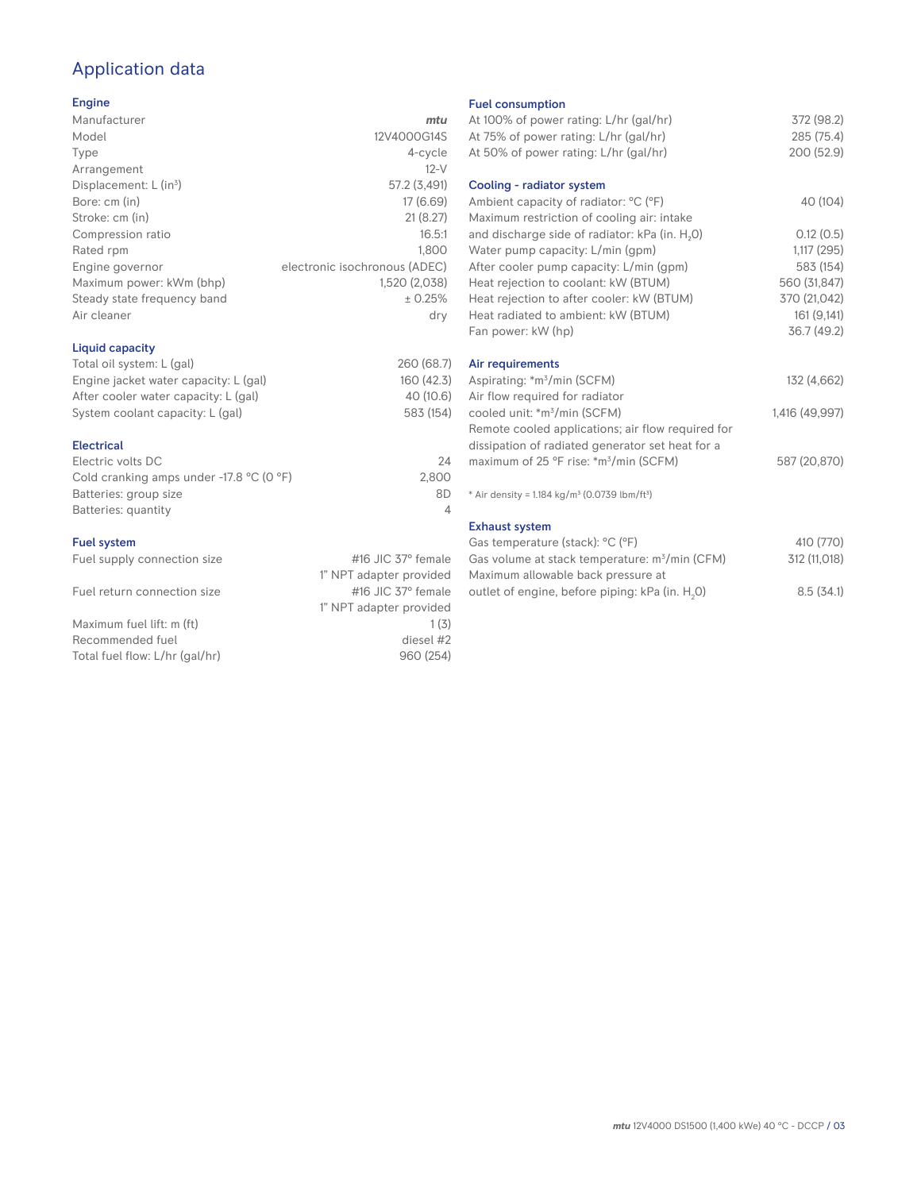## Application data

### Engine

| | |
|---|---|
| Manufacturer | *mtu* |
| Model | 12V4000G14S |
| Type | 4-cycle |
| Arrangement | 12-V |
| Displacement: L ($in^3$) | 57.2 (3,491) |
| Bore: cm (in) | 17 (6.69) |
| Stroke: cm (in) | 21 (8.27) |
| Compression ratio | 16.5:1 |
| Rated rpm | 1,800 |
| Engine governor | electronic isochronous (ADEC) |
| Maximum power: kWm (bhp) | 1,520 (2,038) |
| Steady state frequency band | ± 0.25% |
| Air cleaner | dry |

### Liquid capacity

| | |
|---|---|
| Total oil system: L (gal) | 260 (68.7) |
| Engine jacket water capacity: L (gal) | 160 (42.3) |
| After cooler water capacity: L (gal) | 40 (10.6) |
| System coolant capacity: L (gal) | 583 (154) |

### Electrical

| | |
|---|---|
| Electric volts DC | 24 |
| Cold cranking amps under -17.8 °C (0 °F) | 2,800 |
| Batteries: group size | 8D |
| Batteries: quantity | 4 |

### Fuel system

| | |
|---|---|
| Fuel supply connection size | #16 JIC 37° female<br>1" NPT adapter provided |
| Fuel return connection size | #16 JIC 37° female<br>1" NPT adapter provided |
| Maximum fuel lift: m (ft) | 1 (3) |
| Recommended fuel | diesel #2 |
| Total fuel flow: L/hr (gal/hr) | 960 (254) |

### Fuel consumption

| | |
|---|---|
| At 100% of power rating: L/hr (gal/hr) | 372 (98.2) |
| At 75% of power rating: L/hr (gal/hr) | 285 (75.4) |
| At 50% of power rating: L/hr (gal/hr) | 200 (52.9) |

### Cooling - radiator system

| | |
|---|---|
| Ambient capacity of radiator: °C (°F) | 40 (104) |
| Maximum restriction of cooling air: intake and discharge side of radiator: kPa (in. $H_2O$) | 0.12 (0.5) |
| Water pump capacity: L/min (gpm) | 1,117 (295) |
| After cooler pump capacity: L/min (gpm) | 583 (154) |
| Heat rejection to coolant: kW (BTUM) | 560 (31,847) |
| Heat rejection to after cooler: kW (BTUM) | 370 (21,042) |
| Heat radiated to ambient: kW (BTUM) | 161 (9,141) |
| Fan power: kW (hp) | 36.7 (49.2) |

### Air requirements

| | |
|---|---|
| Aspirating: *$m^3$/min (SCFM) | 132 (4,662) |
| Air flow required for radiator cooled unit: *$m^3$/min (SCFM) | 1,416 (49,997) |
| Remote cooled applications; air flow required for dissipation of radiated generator set heat for a maximum of 25 °F rise: *$m^3$/min (SCFM) | 587 (20,870) |

* Air density = 1.184 kg/$m^3$ (0.0739 lbm/$ft^3$)

### Exhaust system

| | |
|---|---|
| Gas temperature (stack): °C (°F) | 410 (770) |
| Gas volume at stack temperature: $m^3$/min (CFM) | 312 (11,018) |
| Maximum allowable back pressure at outlet of engine, before piping: kPa (in. $H_2O$) | 8.5 (34.1) |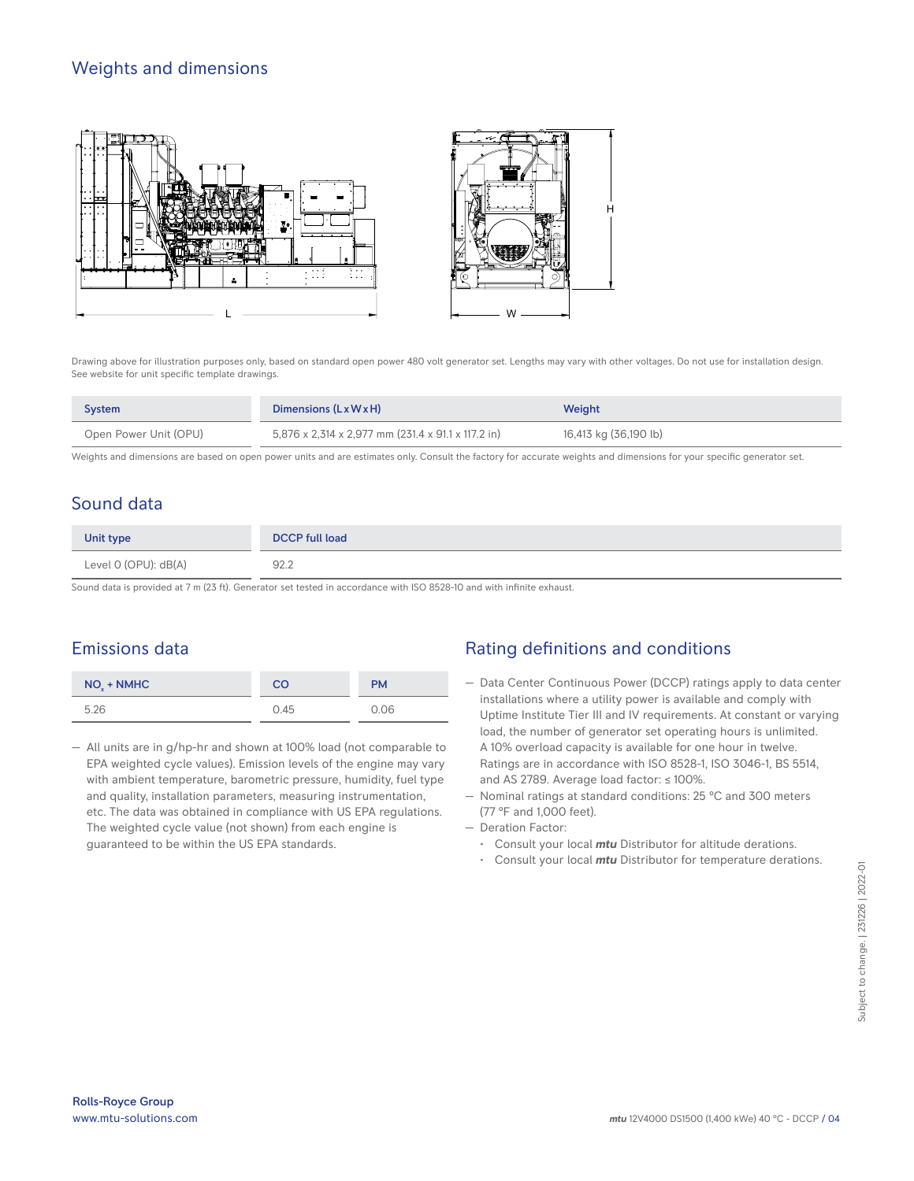## Weights and dimensions

L

H

W

Drawing above for illustration purposes only, based on standard open power 480 volt generator set. Lengths may vary with other voltages. Do not use for installation design. See website for unit specific template drawings.

| System | Dimensions (L x W x H) | Weight |
|---|---|---|
| Open Power Unit (OPU) | 5,876 x 2,314 x 2,977 mm (231.4 x 91.1 x 117.2 in) | 16,413 kg (36,190 lb) |

Weights and dimensions are based on open power units and are estimates only. Consult the factory for accurate weights and dimensions for your specific generator set.

## Sound data

| Unit type | DCCP full load |
|---|---|
| Level 0 (OPU): dB(A) | 92.2 |

Sound data is provided at 7 m (23 ft). Generator set tested in accordance with ISO 8528-10 and with infinite exhaust.

## Emissions data

| $NO_x$ + NMHC | CO | PM |
|---|---|---|
| 5.26 | 0.45 | 0.06 |

- All units are in g/hp-hr and shown at 100% load (not comparable to EPA weighted cycle values). Emission levels of the engine may vary with ambient temperature, barometric pressure, humidity, fuel type and quality, installation parameters, measuring instrumentation, etc. The data was obtained in compliance with US EPA regulations. The weighted cycle value (not shown) from each engine is guaranteed to be within the US EPA standards.

## Rating definitions and conditions

- Data Center Continuous Power (DCCP) ratings apply to data center installations where a utility power is available and comply with Uptime Institute Tier III and IV requirements. At constant or varying load, the number of generator set operating hours is unlimited. A 10% overload capacity is available for one hour in twelve. Ratings are in accordance with ISO 8528-1, ISO 3046-1, BS 5514, and AS 2789. Average load factor: ≤ 100%.
- Nominal ratings at standard conditions: 25 °C and 300 meters (77 °F and 1,000 feet).
- Deration Factor:
  - Consult your local ***mtu*** Distributor for altitude derations.
  - Consult your local ***mtu*** Distributor for temperature derations.

Subject to change. | 231226 | 2022-01

Rolls-Royce Group
www.mtu-solutions.com